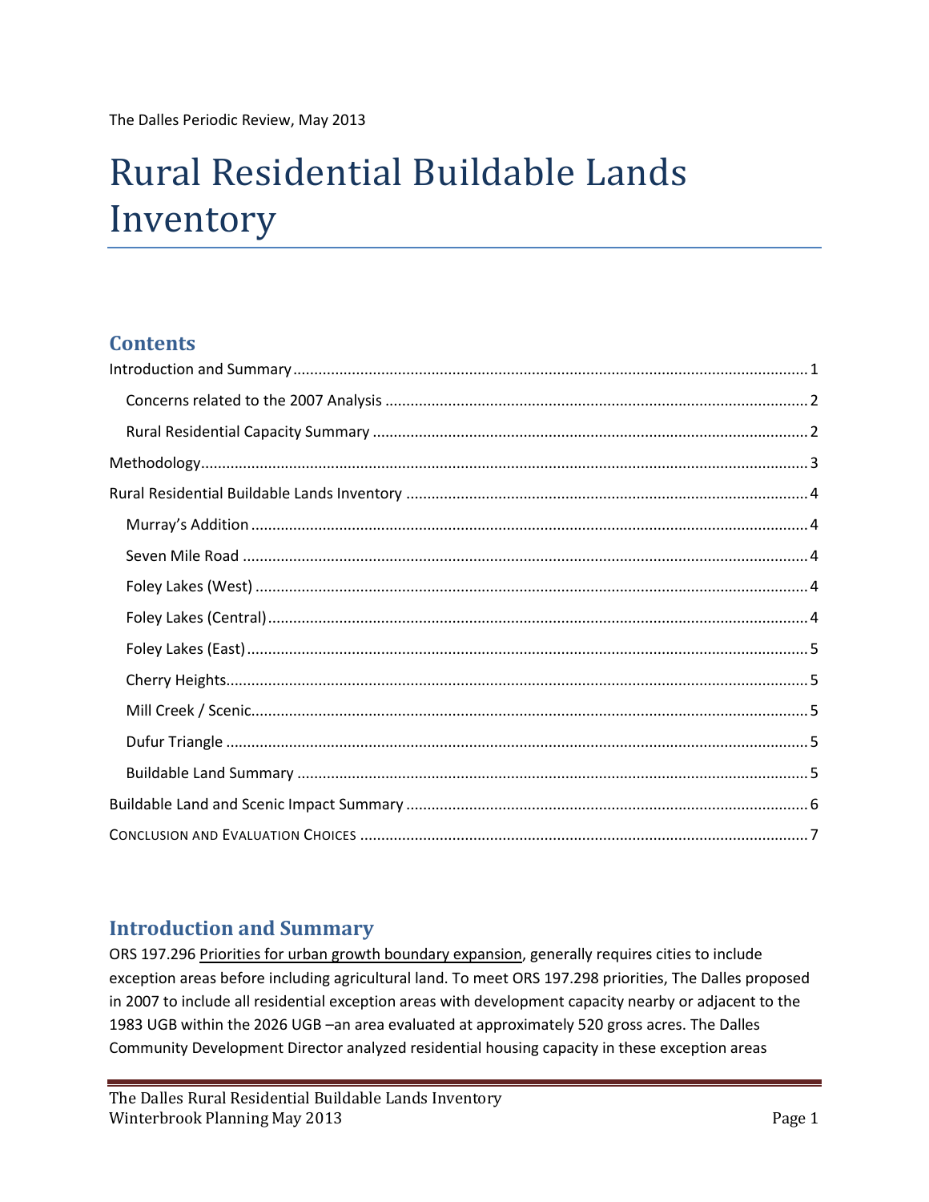The Dalles Periodic Review, May 2013

# Rural Residential Buildable Lands Inventory

## Contents

Introduction and Summary ........ 1

- Concerns related to the 2007 Analysis ........ 2
- Rural Residential Capacity Summary ........ 2

Methodology ........ 3

Rural Residential Buildable Lands Inventory ........ 4

- Murray's Addition ........ 4
- Seven Mile Road ........ 4
- Foley Lakes (West) ........ 4
- Foley Lakes (Central) ........ 4
- Foley Lakes (East) ........ 5
- Cherry Heights ........ 5
- Mill Creek / Scenic ........ 5
- Dufur Triangle ........ 5
- Buildable Land Summary ........ 5

Buildable Land and Scenic Impact Summary ........ 6

CONCLUSION AND EVALUATION CHOICES ........ 7

## Introduction and Summary

ORS 197.296 Priorities for urban growth boundary expansion, generally requires cities to include exception areas before including agricultural land. To meet ORS 197.298 priorities, The Dalles proposed in 2007 to include all residential exception areas with development capacity nearby or adjacent to the 1983 UGB within the 2026 UGB –an area evaluated at approximately 520 gross acres. The Dalles Community Development Director analyzed residential housing capacity in these exception areas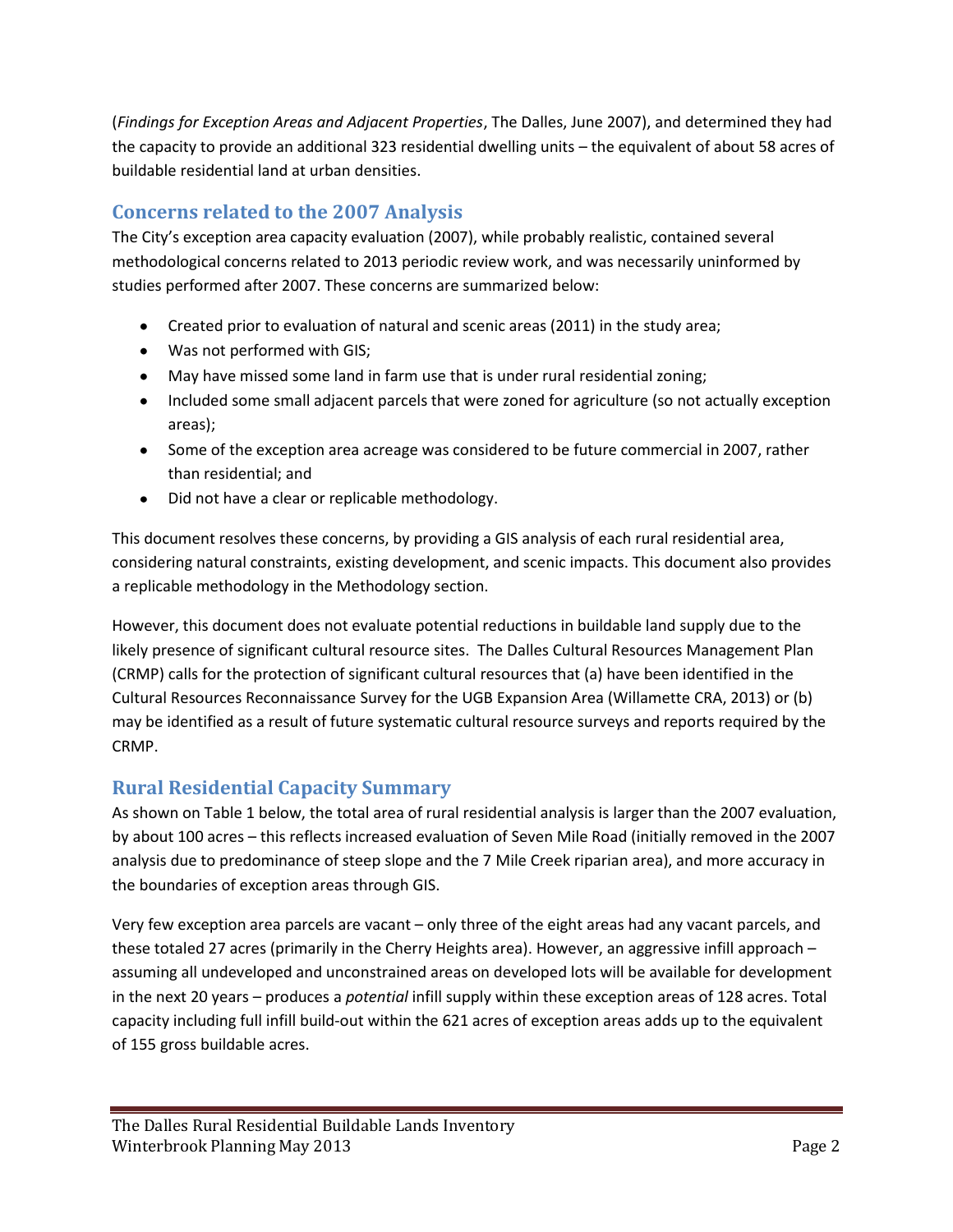(*Findings for Exception Areas and Adjacent Properties*, The Dalles, June 2007), and determined they had the capacity to provide an additional 323 residential dwelling units – the equivalent of about 58 acres of buildable residential land at urban densities.

## Concerns related to the 2007 Analysis

The City's exception area capacity evaluation (2007), while probably realistic, contained several methodological concerns related to 2013 periodic review work, and was necessarily uninformed by studies performed after 2007. These concerns are summarized below:

- Created prior to evaluation of natural and scenic areas (2011) in the study area;
- Was not performed with GIS;
- May have missed some land in farm use that is under rural residential zoning;
- Included some small adjacent parcels that were zoned for agriculture (so not actually exception areas);
- Some of the exception area acreage was considered to be future commercial in 2007, rather than residential; and
- Did not have a clear or replicable methodology.

This document resolves these concerns, by providing a GIS analysis of each rural residential area, considering natural constraints, existing development, and scenic impacts. This document also provides a replicable methodology in the Methodology section.

However, this document does not evaluate potential reductions in buildable land supply due to the likely presence of significant cultural resource sites. The Dalles Cultural Resources Management Plan (CRMP) calls for the protection of significant cultural resources that (a) have been identified in the Cultural Resources Reconnaissance Survey for the UGB Expansion Area (Willamette CRA, 2013) or (b) may be identified as a result of future systematic cultural resource surveys and reports required by the CRMP.

## Rural Residential Capacity Summary

As shown on Table 1 below, the total area of rural residential analysis is larger than the 2007 evaluation, by about 100 acres – this reflects increased evaluation of Seven Mile Road (initially removed in the 2007 analysis due to predominance of steep slope and the 7 Mile Creek riparian area), and more accuracy in the boundaries of exception areas through GIS.

Very few exception area parcels are vacant – only three of the eight areas had any vacant parcels, and these totaled 27 acres (primarily in the Cherry Heights area). However, an aggressive infill approach – assuming all undeveloped and unconstrained areas on developed lots will be available for development in the next 20 years – produces a *potential* infill supply within these exception areas of 128 acres. Total capacity including full infill build-out within the 621 acres of exception areas adds up to the equivalent of 155 gross buildable acres.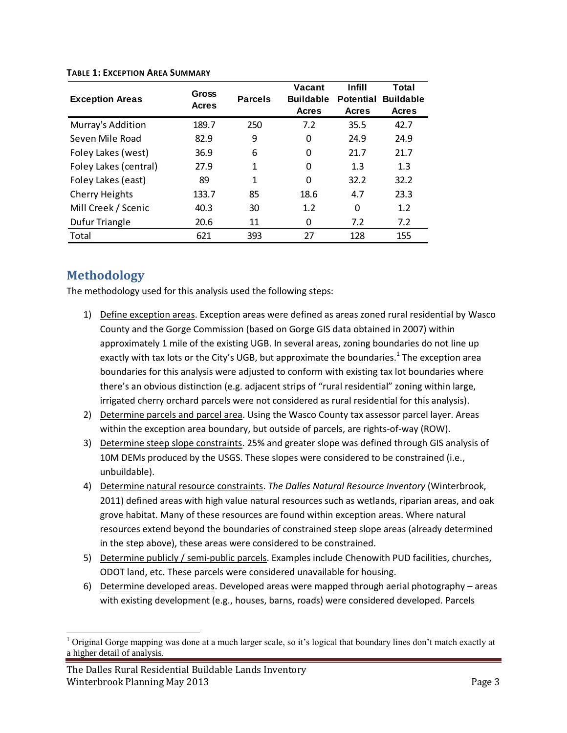**TABLE 1: EXCEPTION AREA SUMMARY**

| Exception Areas | Gross Acres | Parcels | Vacant Buildable Acres | Infill Potential Acres | Total Buildable Acres |
|---|---|---|---|---|---|
| Murray's Addition | 189.7 | 250 | 7.2 | 35.5 | 42.7 |
| Seven Mile Road | 82.9 | 9 | 0 | 24.9 | 24.9 |
| Foley Lakes (west) | 36.9 | 6 | 0 | 21.7 | 21.7 |
| Foley Lakes (central) | 27.9 | 1 | 0 | 1.3 | 1.3 |
| Foley Lakes (east) | 89 | 1 | 0 | 32.2 | 32.2 |
| Cherry Heights | 133.7 | 85 | 18.6 | 4.7 | 23.3 |
| Mill Creek / Scenic | 40.3 | 30 | 1.2 | 0 | 1.2 |
| Dufur Triangle | 20.6 | 11 | 0 | 7.2 | 7.2 |
| Total | 621 | 393 | 27 | 128 | 155 |

## Methodology

The methodology used for this analysis used the following steps:

1) Define exception areas. Exception areas were defined as areas zoned rural residential by Wasco County and the Gorge Commission (based on Gorge GIS data obtained in 2007) within approximately 1 mile of the existing UGB. In several areas, zoning boundaries do not line up exactly with tax lots or the City's UGB, but approximate the boundaries.[1] The exception area boundaries for this analysis were adjusted to conform with existing tax lot boundaries where there's an obvious distinction (e.g. adjacent strips of "rural residential" zoning within large, irrigated cherry orchard parcels were not considered as rural residential for this analysis).
2) Determine parcels and parcel area. Using the Wasco County tax assessor parcel layer. Areas within the exception area boundary, but outside of parcels, are rights-of-way (ROW).
3) Determine steep slope constraints. 25% and greater slope was defined through GIS analysis of 10M DEMs produced by the USGS. These slopes were considered to be constrained (i.e., unbuildable).
4) Determine natural resource constraints. *The Dalles Natural Resource Inventory* (Winterbrook, 2011) defined areas with high value natural resources such as wetlands, riparian areas, and oak grove habitat. Many of these resources are found within exception areas. Where natural resources extend beyond the boundaries of constrained steep slope areas (already determined in the step above), these areas were considered to be constrained.
5) Determine publicly / semi-public parcels. Examples include Chenowith PUD facilities, churches, ODOT land, etc. These parcels were considered unavailable for housing.
6) Determine developed areas. Developed areas were mapped through aerial photography – areas with existing development (e.g., houses, barns, roads) were considered developed. Parcels

[1] Original Gorge mapping was done at a much larger scale, so it's logical that boundary lines don't match exactly at a higher detail of analysis.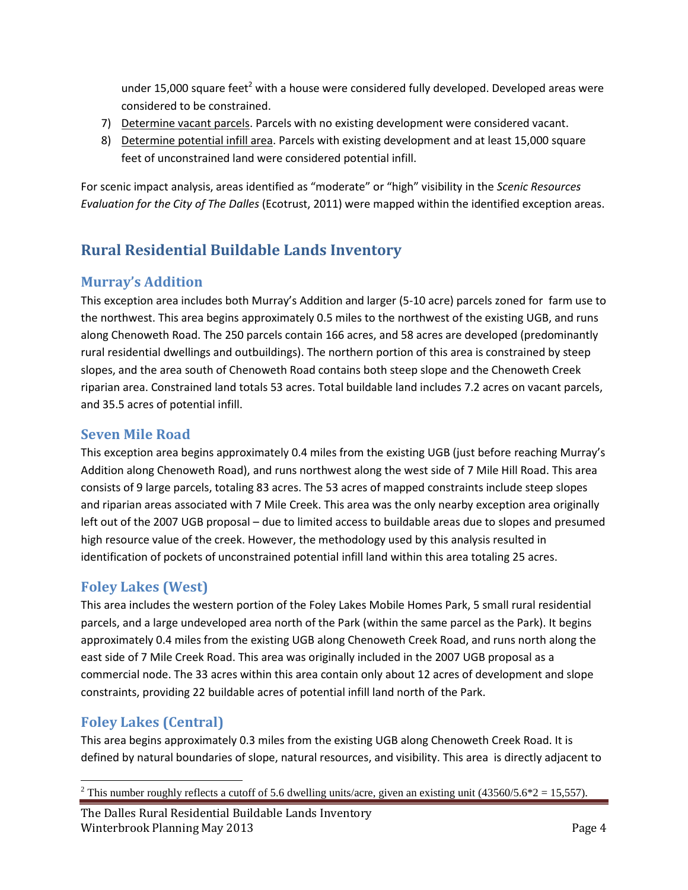under 15,000 square feet[2] with a house were considered fully developed. Developed areas were considered to be constrained.

7) Determine vacant parcels. Parcels with no existing development were considered vacant.
8) Determine potential infill area. Parcels with existing development and at least 15,000 square feet of unconstrained land were considered potential infill.

For scenic impact analysis, areas identified as "moderate" or "high" visibility in the *Scenic Resources Evaluation for the City of The Dalles* (Ecotrust, 2011) were mapped within the identified exception areas.

## Rural Residential Buildable Lands Inventory

### Murray's Addition

This exception area includes both Murray's Addition and larger (5-10 acre) parcels zoned for farm use to the northwest. This area begins approximately 0.5 miles to the northwest of the existing UGB, and runs along Chenoweth Road. The 250 parcels contain 166 acres, and 58 acres are developed (predominantly rural residential dwellings and outbuildings). The northern portion of this area is constrained by steep slopes, and the area south of Chenoweth Road contains both steep slope and the Chenoweth Creek riparian area. Constrained land totals 53 acres. Total buildable land includes 7.2 acres on vacant parcels, and 35.5 acres of potential infill.

### Seven Mile Road

This exception area begins approximately 0.4 miles from the existing UGB (just before reaching Murray's Addition along Chenoweth Road), and runs northwest along the west side of 7 Mile Hill Road. This area consists of 9 large parcels, totaling 83 acres. The 53 acres of mapped constraints include steep slopes and riparian areas associated with 7 Mile Creek. This area was the only nearby exception area originally left out of the 2007 UGB proposal – due to limited access to buildable areas due to slopes and presumed high resource value of the creek. However, the methodology used by this analysis resulted in identification of pockets of unconstrained potential infill land within this area totaling 25 acres.

### Foley Lakes (West)

This area includes the western portion of the Foley Lakes Mobile Homes Park, 5 small rural residential parcels, and a large undeveloped area north of the Park (within the same parcel as the Park). It begins approximately 0.4 miles from the existing UGB along Chenoweth Creek Road, and runs north along the east side of 7 Mile Creek Road. This area was originally included in the 2007 UGB proposal as a commercial node. The 33 acres within this area contain only about 12 acres of development and slope constraints, providing 22 buildable acres of potential infill land north of the Park.

### Foley Lakes (Central)

This area begins approximately 0.3 miles from the existing UGB along Chenoweth Creek Road. It is defined by natural boundaries of slope, natural resources, and visibility. This area is directly adjacent to

[2] This number roughly reflects a cutoff of 5.6 dwelling units/acre, given an existing unit ($43560/5.6*2 = 15,557$).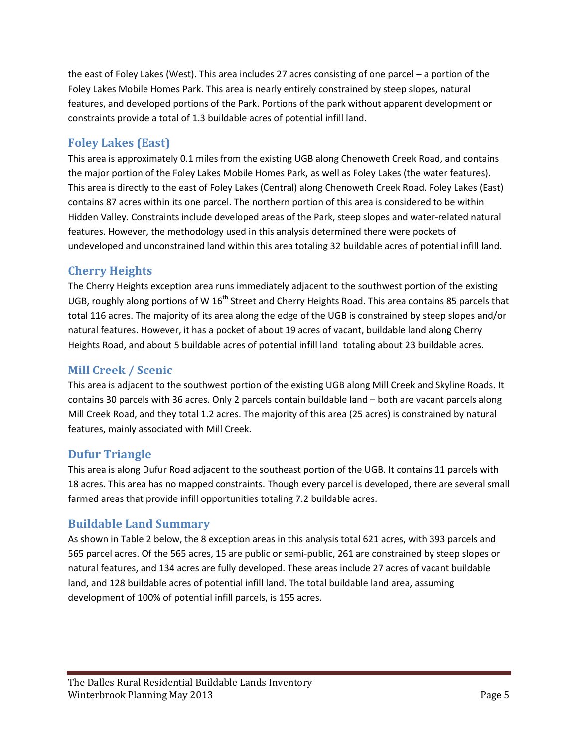the east of Foley Lakes (West). This area includes 27 acres consisting of one parcel – a portion of the Foley Lakes Mobile Homes Park. This area is nearly entirely constrained by steep slopes, natural features, and developed portions of the Park. Portions of the park without apparent development or constraints provide a total of 1.3 buildable acres of potential infill land.

## Foley Lakes (East)

This area is approximately 0.1 miles from the existing UGB along Chenoweth Creek Road, and contains the major portion of the Foley Lakes Mobile Homes Park, as well as Foley Lakes (the water features). This area is directly to the east of Foley Lakes (Central) along Chenoweth Creek Road. Foley Lakes (East) contains 87 acres within its one parcel. The northern portion of this area is considered to be within Hidden Valley. Constraints include developed areas of the Park, steep slopes and water-related natural features. However, the methodology used in this analysis determined there were pockets of undeveloped and unconstrained land within this area totaling 32 buildable acres of potential infill land.

## Cherry Heights

The Cherry Heights exception area runs immediately adjacent to the southwest portion of the existing UGB, roughly along portions of W 16th Street and Cherry Heights Road. This area contains 85 parcels that total 116 acres. The majority of its area along the edge of the UGB is constrained by steep slopes and/or natural features. However, it has a pocket of about 19 acres of vacant, buildable land along Cherry Heights Road, and about 5 buildable acres of potential infill land totaling about 23 buildable acres.

## Mill Creek / Scenic

This area is adjacent to the southwest portion of the existing UGB along Mill Creek and Skyline Roads. It contains 30 parcels with 36 acres. Only 2 parcels contain buildable land – both are vacant parcels along Mill Creek Road, and they total 1.2 acres. The majority of this area (25 acres) is constrained by natural features, mainly associated with Mill Creek.

## Dufur Triangle

This area is along Dufur Road adjacent to the southeast portion of the UGB. It contains 11 parcels with 18 acres. This area has no mapped constraints. Though every parcel is developed, there are several small farmed areas that provide infill opportunities totaling 7.2 buildable acres.

## Buildable Land Summary

As shown in Table 2 below, the 8 exception areas in this analysis total 621 acres, with 393 parcels and 565 parcel acres. Of the 565 acres, 15 are public or semi-public, 261 are constrained by steep slopes or natural features, and 134 acres are fully developed. These areas include 27 acres of vacant buildable land, and 128 buildable acres of potential infill land. The total buildable land area, assuming development of 100% of potential infill parcels, is 155 acres.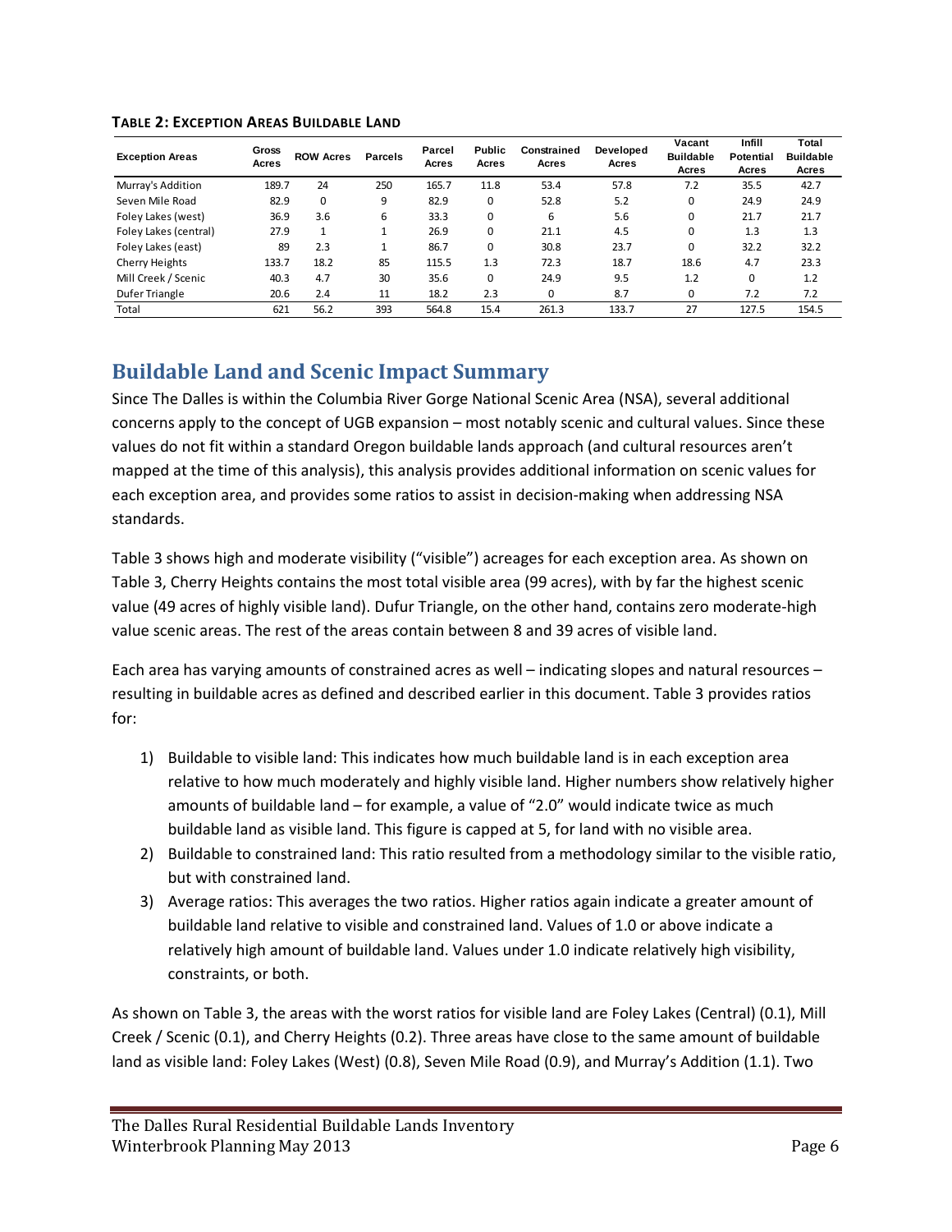**TABLE 2: EXCEPTION AREAS BUILDABLE LAND**

| Exception Areas | Gross Acres | ROW Acres | Parcels | Parcel Acres | Public Acres | Constrained Acres | Developed Acres | Vacant Buildable Acres | Infill Potential Acres | Total Buildable Acres |
|---|---|---|---|---|---|---|---|---|---|---|
| Murray's Addition | 189.7 | 24 | 250 | 165.7 | 11.8 | 53.4 | 57.8 | 7.2 | 35.5 | 42.7 |
| Seven Mile Road | 82.9 | 0 | 9 | 82.9 | 0 | 52.8 | 5.2 | 0 | 24.9 | 24.9 |
| Foley Lakes (west) | 36.9 | 3.6 | 6 | 33.3 | 0 | 6 | 5.6 | 0 | 21.7 | 21.7 |
| Foley Lakes (central) | 27.9 | 1 | 1 | 26.9 | 0 | 21.1 | 4.5 | 0 | 1.3 | 1.3 |
| Foley Lakes (east) | 89 | 2.3 | 1 | 86.7 | 0 | 30.8 | 23.7 | 0 | 32.2 | 32.2 |
| Cherry Heights | 133.7 | 18.2 | 85 | 115.5 | 1.3 | 72.3 | 18.7 | 18.6 | 4.7 | 23.3 |
| Mill Creek / Scenic | 40.3 | 4.7 | 30 | 35.6 | 0 | 24.9 | 9.5 | 1.2 | 0 | 1.2 |
| Dufer Triangle | 20.6 | 2.4 | 11 | 18.2 | 2.3 | 0 | 8.7 | 0 | 7.2 | 7.2 |
| Total | 621 | 56.2 | 393 | 564.8 | 15.4 | 261.3 | 133.7 | 27 | 127.5 | 154.5 |

## Buildable Land and Scenic Impact Summary

Since The Dalles is within the Columbia River Gorge National Scenic Area (NSA), several additional concerns apply to the concept of UGB expansion – most notably scenic and cultural values. Since these values do not fit within a standard Oregon buildable lands approach (and cultural resources aren't mapped at the time of this analysis), this analysis provides additional information on scenic values for each exception area, and provides some ratios to assist in decision-making when addressing NSA standards.

Table 3 shows high and moderate visibility ("visible") acreages for each exception area. As shown on Table 3, Cherry Heights contains the most total visible area (99 acres), with by far the highest scenic value (49 acres of highly visible land). Dufur Triangle, on the other hand, contains zero moderate-high value scenic areas. The rest of the areas contain between 8 and 39 acres of visible land.

Each area has varying amounts of constrained acres as well – indicating slopes and natural resources – resulting in buildable acres as defined and described earlier in this document. Table 3 provides ratios for:

1) Buildable to visible land: This indicates how much buildable land is in each exception area relative to how much moderately and highly visible land. Higher numbers show relatively higher amounts of buildable land – for example, a value of "2.0" would indicate twice as much buildable land as visible land. This figure is capped at 5, for land with no visible area.
2) Buildable to constrained land: This ratio resulted from a methodology similar to the visible ratio, but with constrained land.
3) Average ratios: This averages the two ratios. Higher ratios again indicate a greater amount of buildable land relative to visible and constrained land. Values of 1.0 or above indicate a relatively high amount of buildable land. Values under 1.0 indicate relatively high visibility, constraints, or both.

As shown on Table 3, the areas with the worst ratios for visible land are Foley Lakes (Central) (0.1), Mill Creek / Scenic (0.1), and Cherry Heights (0.2). Three areas have close to the same amount of buildable land as visible land: Foley Lakes (West) (0.8), Seven Mile Road (0.9), and Murray's Addition (1.1). Two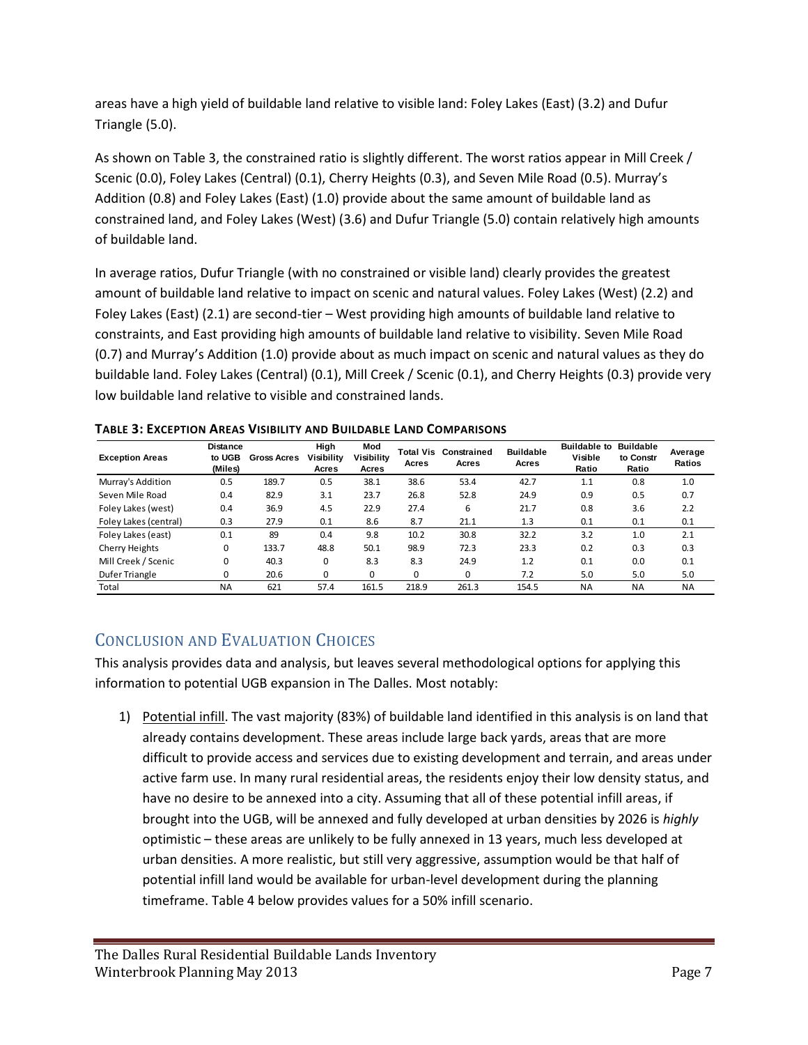areas have a high yield of buildable land relative to visible land: Foley Lakes (East) (3.2) and Dufur Triangle (5.0).

As shown on Table 3, the constrained ratio is slightly different. The worst ratios appear in Mill Creek / Scenic (0.0), Foley Lakes (Central) (0.1), Cherry Heights (0.3), and Seven Mile Road (0.5). Murray's Addition (0.8) and Foley Lakes (East) (1.0) provide about the same amount of buildable land as constrained land, and Foley Lakes (West) (3.6) and Dufur Triangle (5.0) contain relatively high amounts of buildable land.

In average ratios, Dufur Triangle (with no constrained or visible land) clearly provides the greatest amount of buildable land relative to impact on scenic and natural values. Foley Lakes (West) (2.2) and Foley Lakes (East) (2.1) are second-tier – West providing high amounts of buildable land relative to constraints, and East providing high amounts of buildable land relative to visibility. Seven Mile Road (0.7) and Murray's Addition (1.0) provide about as much impact on scenic and natural values as they do buildable land. Foley Lakes (Central) (0.1), Mill Creek / Scenic (0.1), and Cherry Heights (0.3) provide very low buildable land relative to visible and constrained lands.

**TABLE 3: EXCEPTION AREAS VISIBILITY AND BUILDABLE LAND COMPARISONS**

| Exception Areas | Distance to UGB (Miles) | Gross Acres | High Visibility Acres | Mod Visibility Acres | Total Vis Acres | Constrained Acres | Buildable Acres | Buildable to Visible Ratio | Buildable to Constr Ratio | Average Ratios |
|---|---|---|---|---|---|---|---|---|---|---|
| Murray's Addition | 0.5 | 189.7 | 0.5 | 38.1 | 38.6 | 53.4 | 42.7 | 1.1 | 0.8 | 1.0 |
| Seven Mile Road | 0.4 | 82.9 | 3.1 | 23.7 | 26.8 | 52.8 | 24.9 | 0.9 | 0.5 | 0.7 |
| Foley Lakes (west) | 0.4 | 36.9 | 4.5 | 22.9 | 27.4 | 6 | 21.7 | 0.8 | 3.6 | 2.2 |
| Foley Lakes (central) | 0.3 | 27.9 | 0.1 | 8.6 | 8.7 | 21.1 | 1.3 | 0.1 | 0.1 | 0.1 |
| Foley Lakes (east) | 0.1 | 89 | 0.4 | 9.8 | 10.2 | 30.8 | 32.2 | 3.2 | 1.0 | 2.1 |
| Cherry Heights | 0 | 133.7 | 48.8 | 50.1 | 98.9 | 72.3 | 23.3 | 0.2 | 0.3 | 0.3 |
| Mill Creek / Scenic | 0 | 40.3 | 0 | 8.3 | 8.3 | 24.9 | 1.2 | 0.1 | 0.0 | 0.1 |
| Dufer Triangle | 0 | 20.6 | 0 | 0 | 0 | 0 | 7.2 | 5.0 | 5.0 | 5.0 |
| Total | NA | 621 | 57.4 | 161.5 | 218.9 | 261.3 | 154.5 | NA | NA | NA |

## CONCLUSION AND EVALUATION CHOICES

This analysis provides data and analysis, but leaves several methodological options for applying this information to potential UGB expansion in The Dalles. Most notably:

1) Potential infill. The vast majority (83%) of buildable land identified in this analysis is on land that already contains development. These areas include large back yards, areas that are more difficult to provide access and services due to existing development and terrain, and areas under active farm use. In many rural residential areas, the residents enjoy their low density status, and have no desire to be annexed into a city. Assuming that all of these potential infill areas, if brought into the UGB, will be annexed and fully developed at urban densities by 2026 is *highly* optimistic – these areas are unlikely to be fully annexed in 13 years, much less developed at urban densities. A more realistic, but still very aggressive, assumption would be that half of potential infill land would be available for urban-level development during the planning timeframe. Table 4 below provides values for a 50% infill scenario.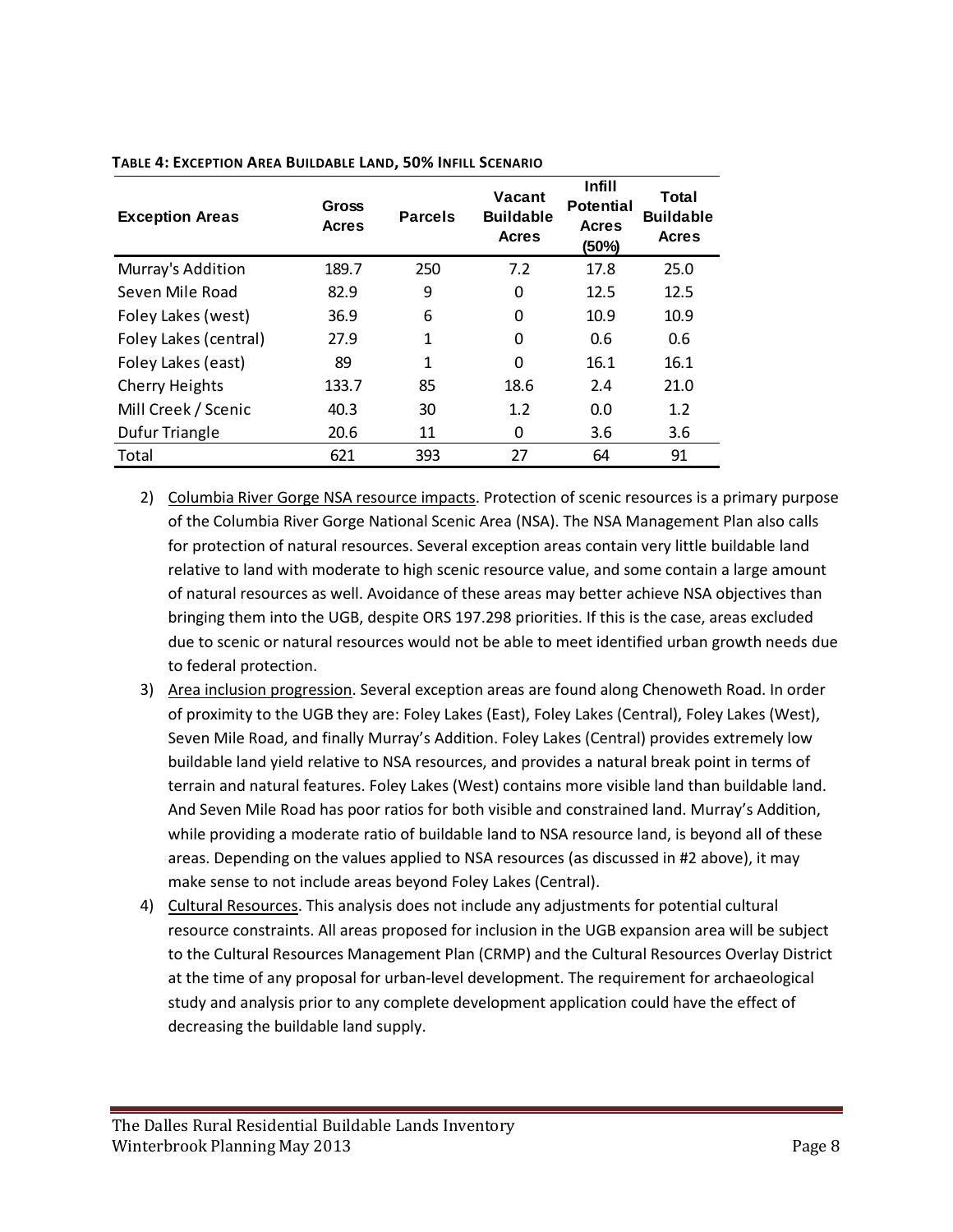**TABLE 4: EXCEPTION AREA BUILDABLE LAND, 50% INFILL SCENARIO**

| Exception Areas | Gross Acres | Parcels | Vacant Buildable Acres | Infill Potential Acres (50%) | Total Buildable Acres |
|---|---|---|---|---|---|
| Murray's Addition | 189.7 | 250 | 7.2 | 17.8 | 25.0 |
| Seven Mile Road | 82.9 | 9 | 0 | 12.5 | 12.5 |
| Foley Lakes (west) | 36.9 | 6 | 0 | 10.9 | 10.9 |
| Foley Lakes (central) | 27.9 | 1 | 0 | 0.6 | 0.6 |
| Foley Lakes (east) | 89 | 1 | 0 | 16.1 | 16.1 |
| Cherry Heights | 133.7 | 85 | 18.6 | 2.4 | 21.0 |
| Mill Creek / Scenic | 40.3 | 30 | 1.2 | 0.0 | 1.2 |
| Dufur Triangle | 20.6 | 11 | 0 | 3.6 | 3.6 |
| Total | 621 | 393 | 27 | 64 | 91 |

2) Columbia River Gorge NSA resource impacts. Protection of scenic resources is a primary purpose of the Columbia River Gorge National Scenic Area (NSA). The NSA Management Plan also calls for protection of natural resources. Several exception areas contain very little buildable land relative to land with moderate to high scenic resource value, and some contain a large amount of natural resources as well. Avoidance of these areas may better achieve NSA objectives than bringing them into the UGB, despite ORS 197.298 priorities. If this is the case, areas excluded due to scenic or natural resources would not be able to meet identified urban growth needs due to federal protection.
3) Area inclusion progression. Several exception areas are found along Chenoweth Road. In order of proximity to the UGB they are: Foley Lakes (East), Foley Lakes (Central), Foley Lakes (West), Seven Mile Road, and finally Murray's Addition. Foley Lakes (Central) provides extremely low buildable land yield relative to NSA resources, and provides a natural break point in terms of terrain and natural features. Foley Lakes (West) contains more visible land than buildable land. And Seven Mile Road has poor ratios for both visible and constrained land. Murray's Addition, while providing a moderate ratio of buildable land to NSA resource land, is beyond all of these areas. Depending on the values applied to NSA resources (as discussed in #2 above), it may make sense to not include areas beyond Foley Lakes (Central).
4) Cultural Resources. This analysis does not include any adjustments for potential cultural resource constraints. All areas proposed for inclusion in the UGB expansion area will be subject to the Cultural Resources Management Plan (CRMP) and the Cultural Resources Overlay District at the time of any proposal for urban-level development. The requirement for archaeological study and analysis prior to any complete development application could have the effect of decreasing the buildable land supply.